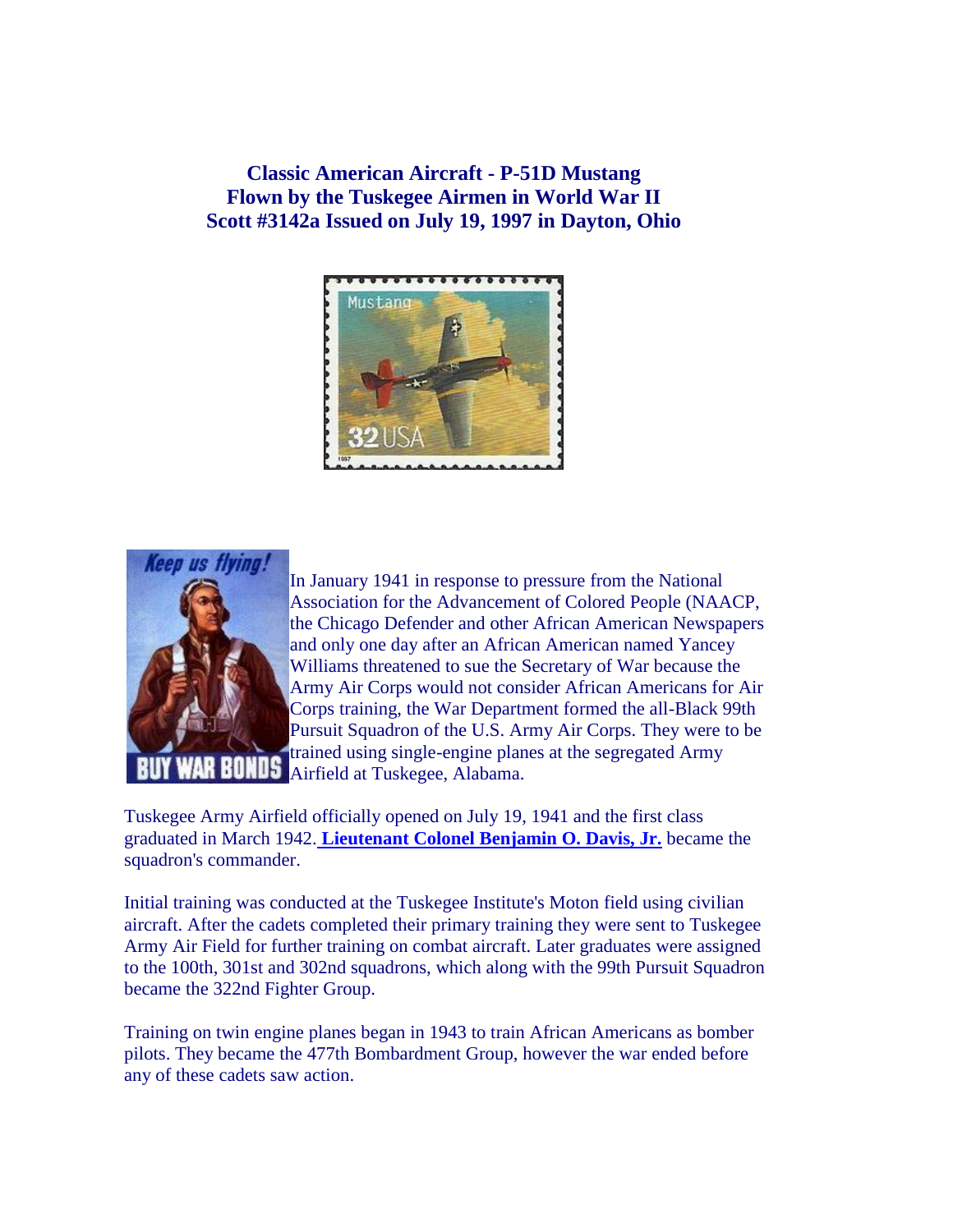**Classic American Aircraft - P-51D Mustang**
**Flown by the Tuskegee Airmen in World War II**
**Scott #3142a Issued on July 19, 1997 in Dayton, Ohio**

In January 1941 in response to pressure from the National Association for the Advancement of Colored People (NAACP, the Chicago Defender and other African American Newspapers and only one day after an African American named Yancey Williams threatened to sue the Secretary of War because the Army Air Corps would not consider African Americans for Air Corps training, the War Department formed the all-Black 99th Pursuit Squadron of the U.S. Army Air Corps. They were to be trained using single-engine planes at the segregated Army Airfield at Tuskegee, Alabama.

Tuskegee Army Airfield officially opened on July 19, 1941 and the first class graduated in March 1942. **Lieutenant Colonel Benjamin O. Davis, Jr.** became the squadron's commander.

Initial training was conducted at the Tuskegee Institute's Moton field using civilian aircraft. After the cadets completed their primary training they were sent to Tuskegee Army Air Field for further training on combat aircraft. Later graduates were assigned to the 100th, 301st and 302nd squadrons, which along with the 99th Pursuit Squadron became the 322nd Fighter Group.

Training on twin engine planes began in 1943 to train African Americans as bomber pilots. They became the 477th Bombardment Group, however the war ended before any of these cadets saw action.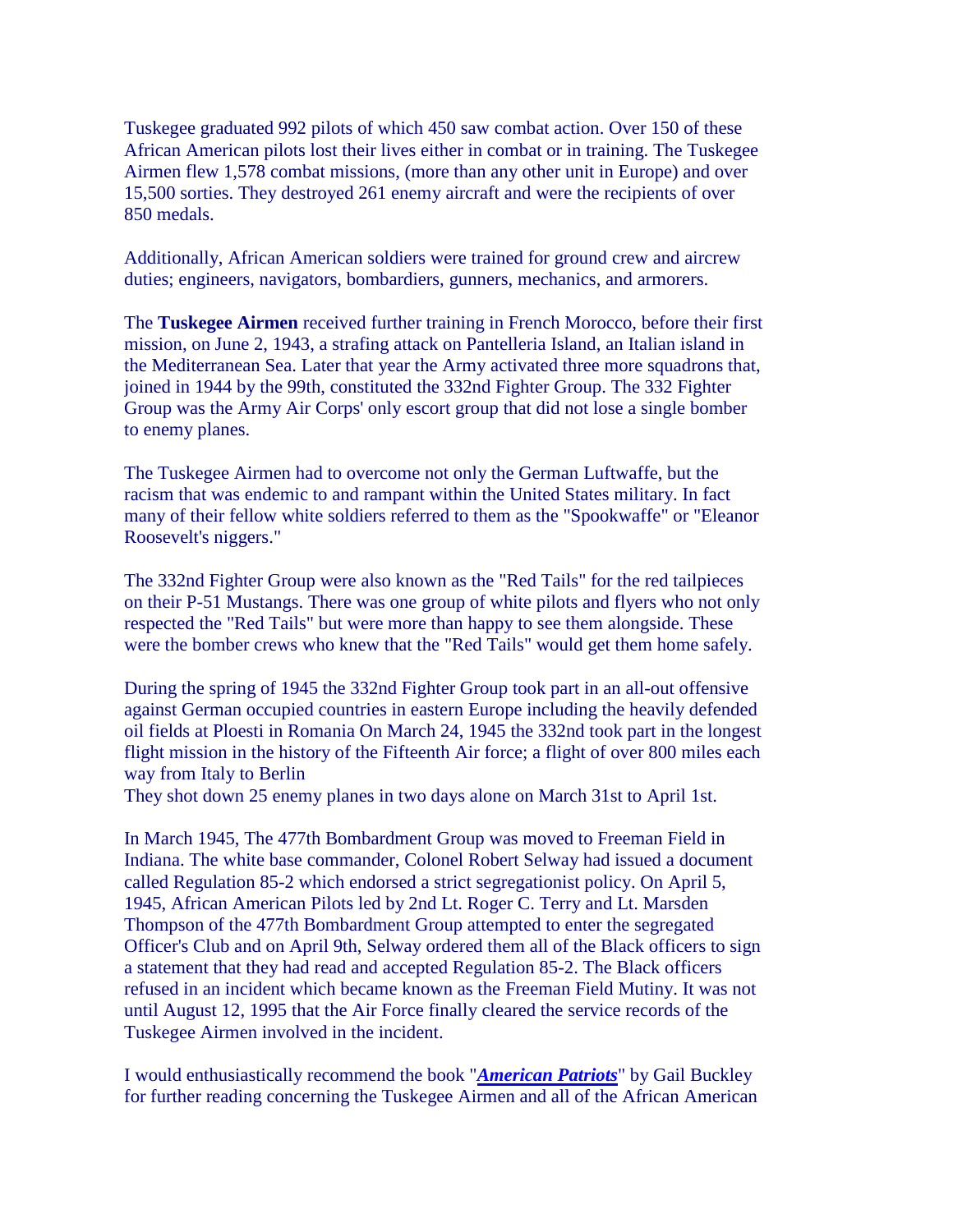Tuskegee graduated 992 pilots of which 450 saw combat action. Over 150 of these African American pilots lost their lives either in combat or in training. The Tuskegee Airmen flew 1,578 combat missions, (more than any other unit in Europe) and over 15,500 sorties. They destroyed 261 enemy aircraft and were the recipients of over 850 medals.

Additionally, African American soldiers were trained for ground crew and aircrew duties; engineers, navigators, bombardiers, gunners, mechanics, and armorers.

The **Tuskegee Airmen** received further training in French Morocco, before their first mission, on June 2, 1943, a strafing attack on Pantelleria Island, an Italian island in the Mediterranean Sea. Later that year the Army activated three more squadrons that, joined in 1944 by the 99th, constituted the 332nd Fighter Group. The 332 Fighter Group was the Army Air Corps' only escort group that did not lose a single bomber to enemy planes.

The Tuskegee Airmen had to overcome not only the German Luftwaffe, but the racism that was endemic to and rampant within the United States military. In fact many of their fellow white soldiers referred to them as the "Spookwaffe" or "Eleanor Roosevelt's niggers."

The 332nd Fighter Group were also known as the "Red Tails" for the red tailpieces on their P-51 Mustangs. There was one group of white pilots and flyers who not only respected the "Red Tails" but were more than happy to see them alongside. These were the bomber crews who knew that the "Red Tails" would get them home safely.

During the spring of 1945 the 332nd Fighter Group took part in an all-out offensive against German occupied countries in eastern Europe including the heavily defended oil fields at Ploesti in Romania On March 24, 1945 the 332nd took part in the longest flight mission in the history of the Fifteenth Air force; a flight of over 800 miles each way from Italy to Berlin
They shot down 25 enemy planes in two days alone on March 31st to April 1st.

In March 1945, The 477th Bombardment Group was moved to Freeman Field in Indiana. The white base commander, Colonel Robert Selway had issued a document called Regulation 85-2 which endorsed a strict segregationist policy. On April 5, 1945, African American Pilots led by 2nd Lt. Roger C. Terry and Lt. Marsden Thompson of the 477th Bombardment Group attempted to enter the segregated Officer's Club and on April 9th, Selway ordered them all of the Black officers to sign a statement that they had read and accepted Regulation 85-2. The Black officers refused in an incident which became known as the Freeman Field Mutiny. It was not until August 12, 1995 that the Air Force finally cleared the service records of the Tuskegee Airmen involved in the incident.

I would enthusiastically recommend the book "***American Patriots***" by Gail Buckley for further reading concerning the Tuskegee Airmen and all of the African American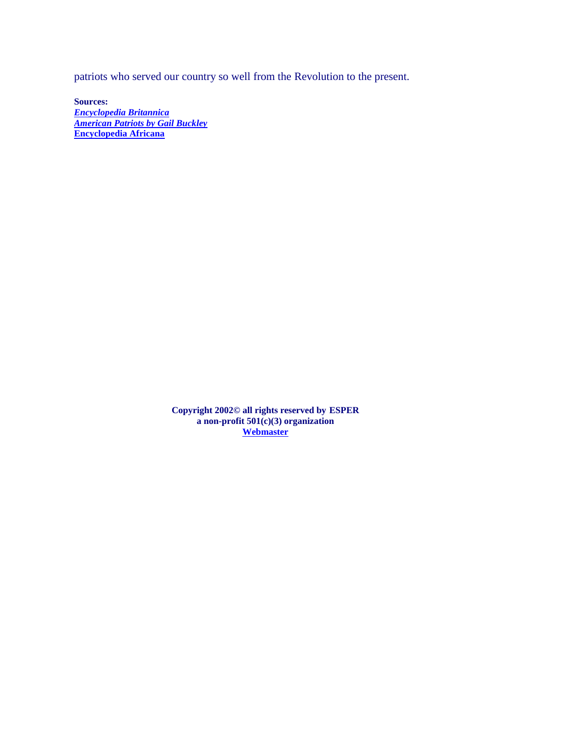patriots who served our country so well from the Revolution to the present.

**Sources:**
***Encyclopedia Britannica***
***American Patriots by Gail Buckley***
**Encyclopedia Africana**

**Copyright 2002© all rights reserved by ESPER**
**a non-profit 501(c)(3) organization**
**Webmaster**